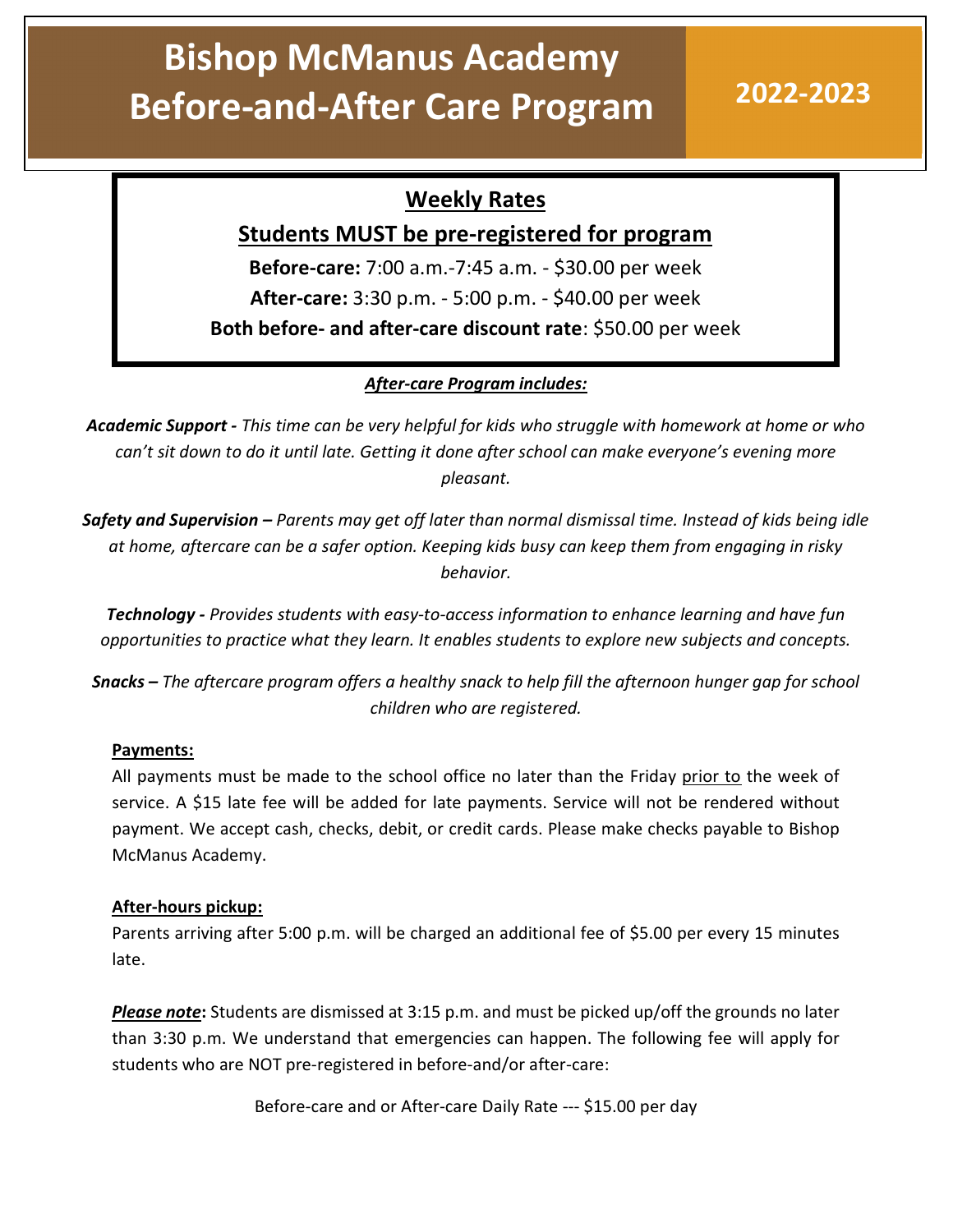# Bishop McManus Academy Before-and-After Care Program

## 2022-2023

## Weekly Rates

### Students MUST be pre-registered for program

**Before-care:** 7:00 a.m.-7:45 a.m. - $30.00 per week

**After-care:** 3:30 p.m. - 5:00 p.m. - $40.00 per week

**Both before- and after-care discount rate**: $50.00 per week

***After-care Program includes:***

***Academic Support -*** *This time can be very helpful for kids who struggle with homework at home or who can't sit down to do it until late. Getting it done after school can make everyone's evening more pleasant.*

***Safety and Supervision –*** *Parents may get off later than normal dismissal time. Instead of kids being idle at home, aftercare can be a safer option. Keeping kids busy can keep them from engaging in risky behavior.*

***Technology -*** *Provides students with easy-to-access information to enhance learning and have fun opportunities to practice what they learn. It enables students to explore new subjects and concepts.*

***Snacks –*** *The aftercare program offers a healthy snack to help fill the afternoon hunger gap for school children who are registered.*

**Payments:**

All payments must be made to the school office no later than the Friday prior to the week of service. A $15 late fee will be added for late payments. Service will not be rendered without payment. We accept cash, checks, debit, or credit cards. Please make checks payable to Bishop McManus Academy.

**After-hours pickup:**

Parents arriving after 5:00 p.m. will be charged an additional fee of $5.00 per every 15 minutes late.

***Please note*****:** Students are dismissed at 3:15 p.m. and must be picked up/off the grounds no later than 3:30 p.m. We understand that emergencies can happen. The following fee will apply for students who are NOT pre-registered in before-and/or after-care:

Before-care and or After-care Daily Rate --- $15.00 per day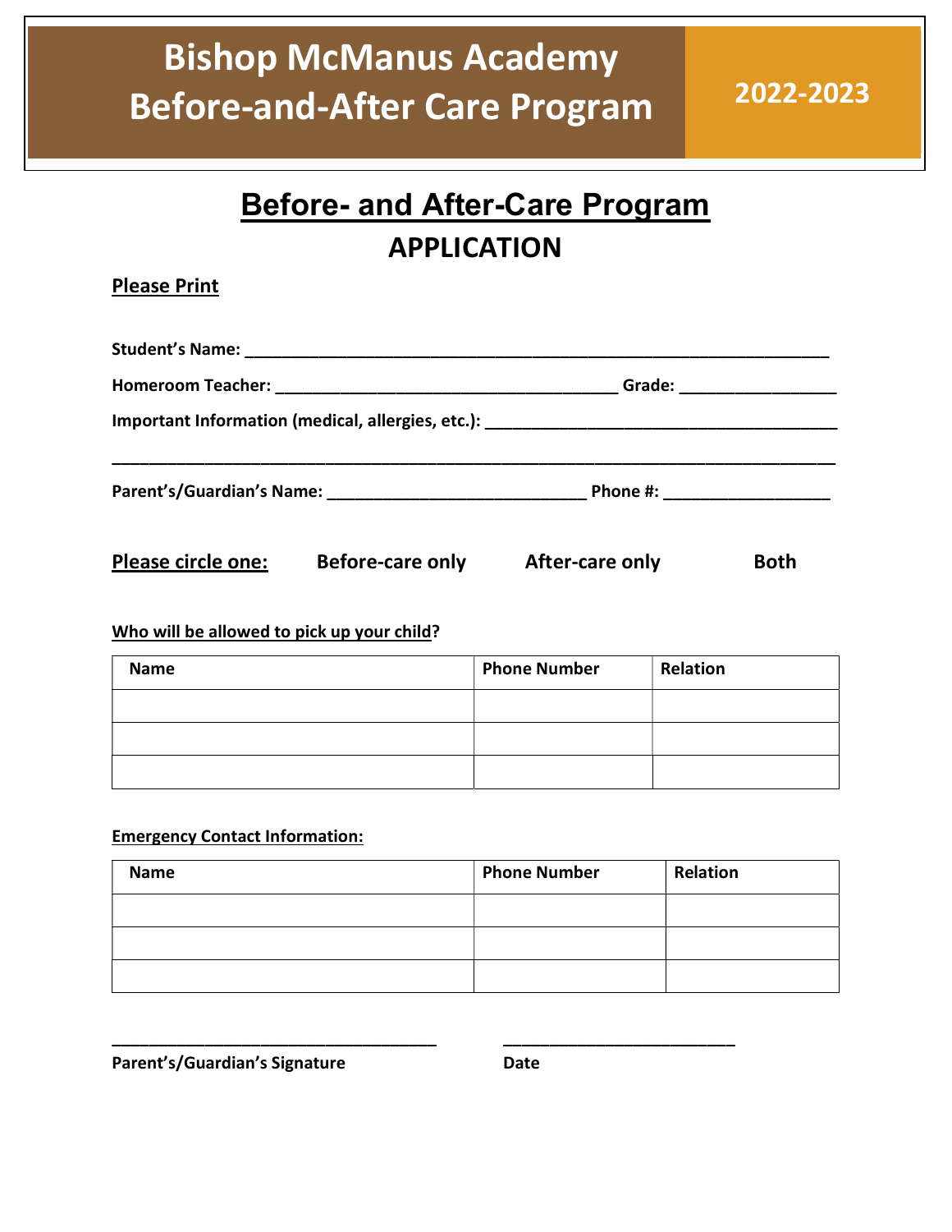# Bishop McManus Academy Before-and-After Care Program

**2022-2023**

## Before- and After-Care Program

## APPLICATION

**Please Print**

**Student's Name:** ___________________________________________________________________

**Homeroom Teacher:** ______________________________________ **Grade:** _________________

**Important Information (medical, allergies, etc.):** _______________________________________

_____________________________________________________________________________

**Parent's/Guardian's Name:** ____________________________ **Phone #:** __________________

**Please circle one:** **Before-care only** **After-care only** **Both**

**Who will be allowed to pick up your child?**

| Name | Phone Number | Relation |
|---|---|---|
| | | |
| | | |
| | | |

**Emergency Contact Information:**

| Name | Phone Number | Relation |
|---|---|---|
| | | |
| | | |
| | | |

_________________________________ _________________________

**Parent's/Guardian's Signature** **Date**